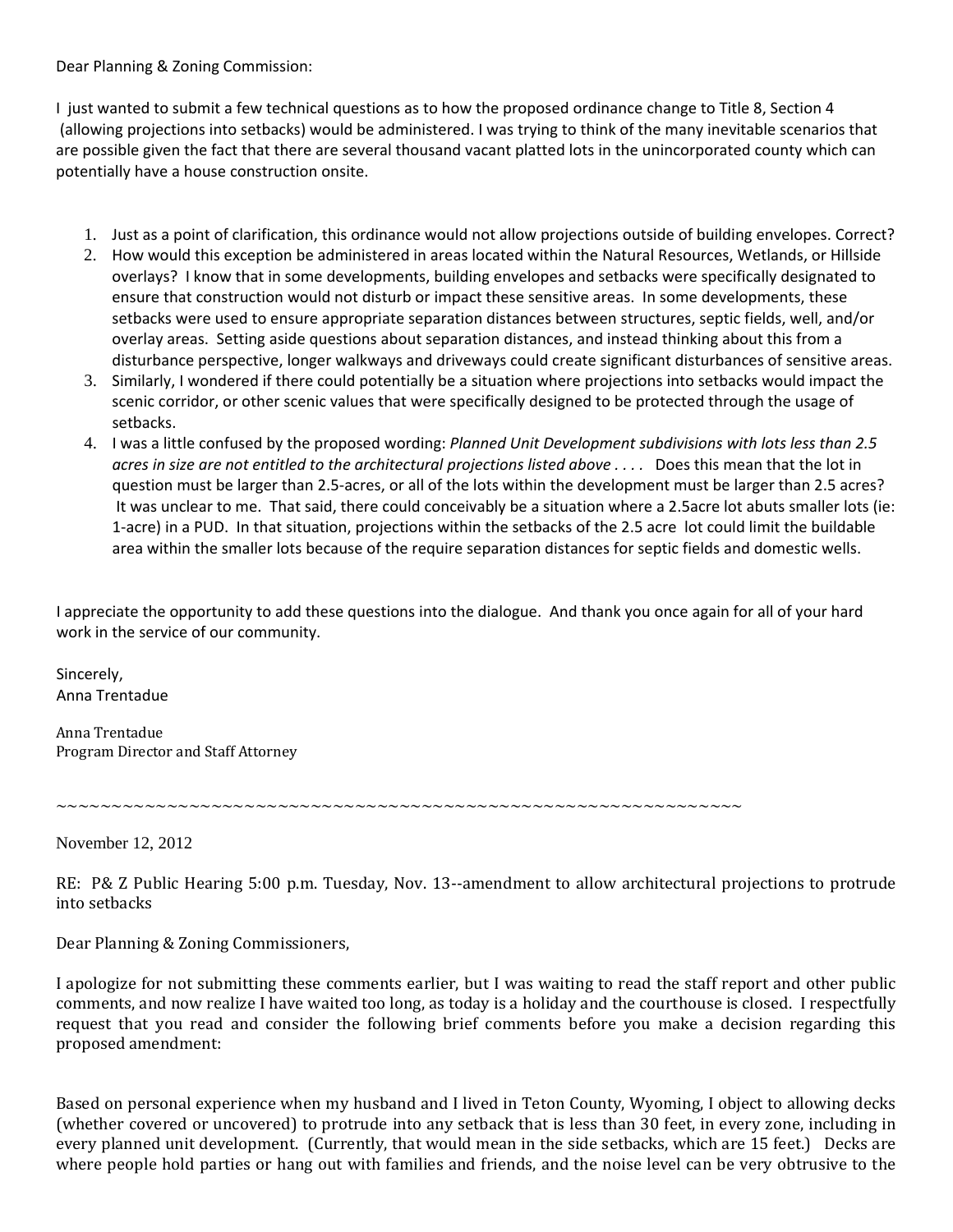Dear Planning & Zoning Commission:

I just wanted to submit a few technical questions as to how the proposed ordinance change to Title 8, Section 4 (allowing projections into setbacks) would be administered. I was trying to think of the many inevitable scenarios that are possible given the fact that there are several thousand vacant platted lots in the unincorporated county which can potentially have a house construction onsite.

1. Just as a point of clarification, this ordinance would not allow projections outside of building envelopes. Correct?
2. How would this exception be administered in areas located within the Natural Resources, Wetlands, or Hillside overlays? I know that in some developments, building envelopes and setbacks were specifically designated to ensure that construction would not disturb or impact these sensitive areas. In some developments, these setbacks were used to ensure appropriate separation distances between structures, septic fields, well, and/or overlay areas. Setting aside questions about separation distances, and instead thinking about this from a disturbance perspective, longer walkways and driveways could create significant disturbances of sensitive areas.
3. Similarly, I wondered if there could potentially be a situation where projections into setbacks would impact the scenic corridor, or other scenic values that were specifically designed to be protected through the usage of setbacks.
4. I was a little confused by the proposed wording: *Planned Unit Development subdivisions with lots less than 2.5 acres in size are not entitled to the architectural projections listed above . . . .* Does this mean that the lot in question must be larger than 2.5-acres, or all of the lots within the development must be larger than 2.5 acres? It was unclear to me. That said, there could conceivably be a situation where a 2.5acre lot abuts smaller lots (ie: 1-acre) in a PUD. In that situation, projections within the setbacks of the 2.5 acre lot could limit the buildable area within the smaller lots because of the require separation distances for septic fields and domestic wells.

I appreciate the opportunity to add these questions into the dialogue. And thank you once again for all of your hard work in the service of our community.

Sincerely,
Anna Trentadue

Anna Trentadue
Program Director and Staff Attorney

~~~~~~~~~~~~~~~~~~~~~~~~~~~~~~~~~~~~~~~~~~~~~~~~~~~~~~~~~~~~~~

November 12, 2012

RE: P& Z Public Hearing 5:00 p.m. Tuesday, Nov. 13--amendment to allow architectural projections to protrude into setbacks

Dear Planning & Zoning Commissioners,

I apologize for not submitting these comments earlier, but I was waiting to read the staff report and other public comments, and now realize I have waited too long, as today is a holiday and the courthouse is closed. I respectfully request that you read and consider the following brief comments before you make a decision regarding this proposed amendment:

Based on personal experience when my husband and I lived in Teton County, Wyoming, I object to allowing decks (whether covered or uncovered) to protrude into any setback that is less than 30 feet, in every zone, including in every planned unit development. (Currently, that would mean in the side setbacks, which are 15 feet.) Decks are where people hold parties or hang out with families and friends, and the noise level can be very obtrusive to the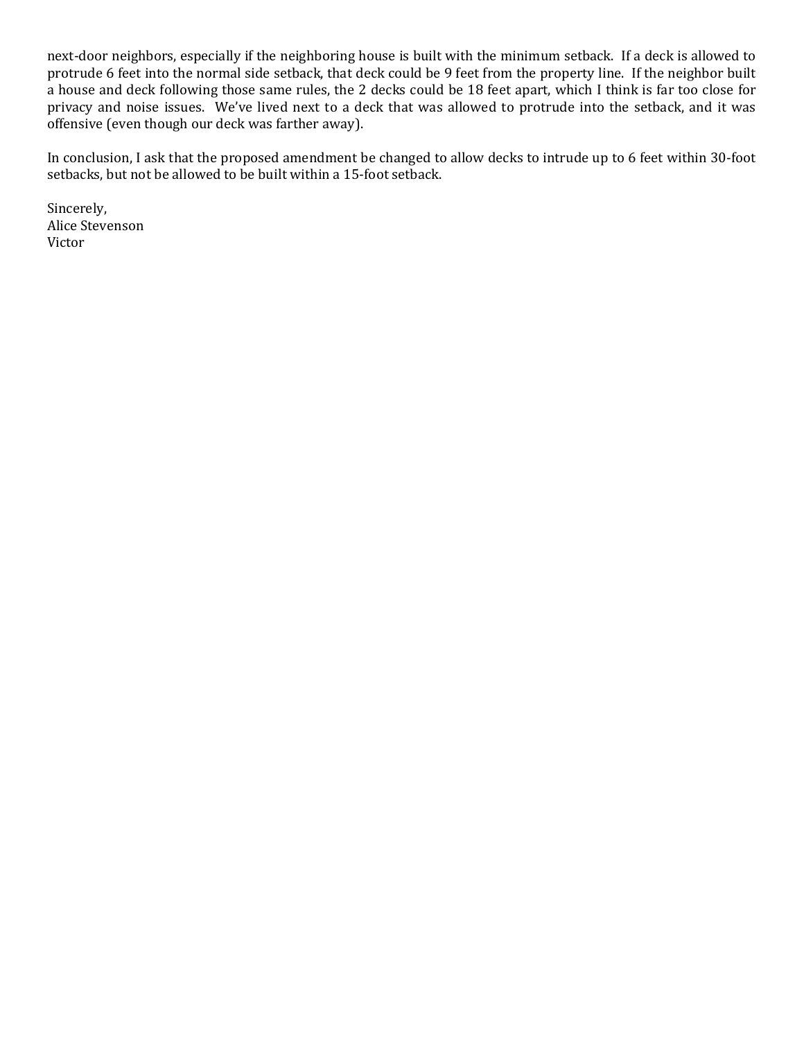next-door neighbors, especially if the neighboring house is built with the minimum setback. If a deck is allowed to protrude 6 feet into the normal side setback, that deck could be 9 feet from the property line. If the neighbor built a house and deck following those same rules, the 2 decks could be 18 feet apart, which I think is far too close for privacy and noise issues. We've lived next to a deck that was allowed to protrude into the setback, and it was offensive (even though our deck was farther away).

In conclusion, I ask that the proposed amendment be changed to allow decks to intrude up to 6 feet within 30-foot setbacks, but not be allowed to be built within a 15-foot setback.

Sincerely,  
Alice Stevenson  
Victor